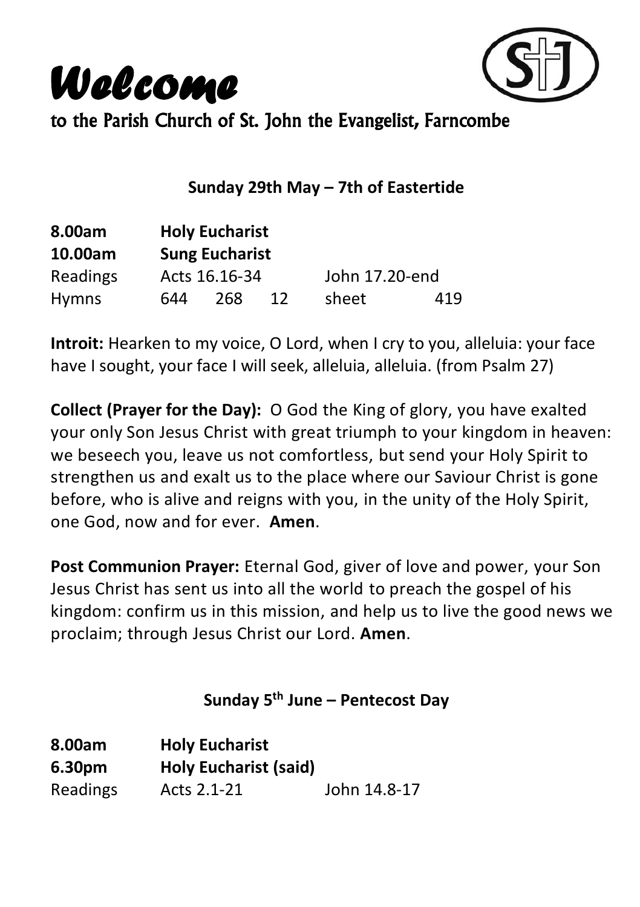# *Welcome*

## to the Parish Church of St. John the Evangelist, Farncombe

**Sunday 29th May – 7th of Eastertide**

| | | | | | |
|---|---|---|---|---|---|
| **8.00am** | **Holy Eucharist** | | | | |
| **10.00am** | **Sung Eucharist** | | | | |
| Readings | Acts 16.16-34 | | | John 17.20-end | |
| Hymns | 644 | 268 | 12 | sheet | 419 |

**Introit:** Hearken to my voice, O Lord, when I cry to you, alleluia: your face have I sought, your face I will seek, alleluia, alleluia. (from Psalm 27)

**Collect (Prayer for the Day):** O God the King of glory, you have exalted your only Son Jesus Christ with great triumph to your kingdom in heaven: we beseech you, leave us not comfortless, but send your Holy Spirit to strengthen us and exalt us to the place where our Saviour Christ is gone before, who is alive and reigns with you, in the unity of the Holy Spirit, one God, now and for ever. **Amen**.

**Post Communion Prayer:** Eternal God, giver of love and power, your Son Jesus Christ has sent us into all the world to preach the gospel of his kingdom: confirm us in this mission, and help us to live the good news we proclaim; through Jesus Christ our Lord. **Amen**.

**Sunday 5th June – Pentecost Day**

| | | |
|---|---|---|
| **8.00am** | **Holy Eucharist** | |
| **6.30pm** | **Holy Eucharist (said)** | |
| Readings | Acts 2.1-21 | John 14.8-17 |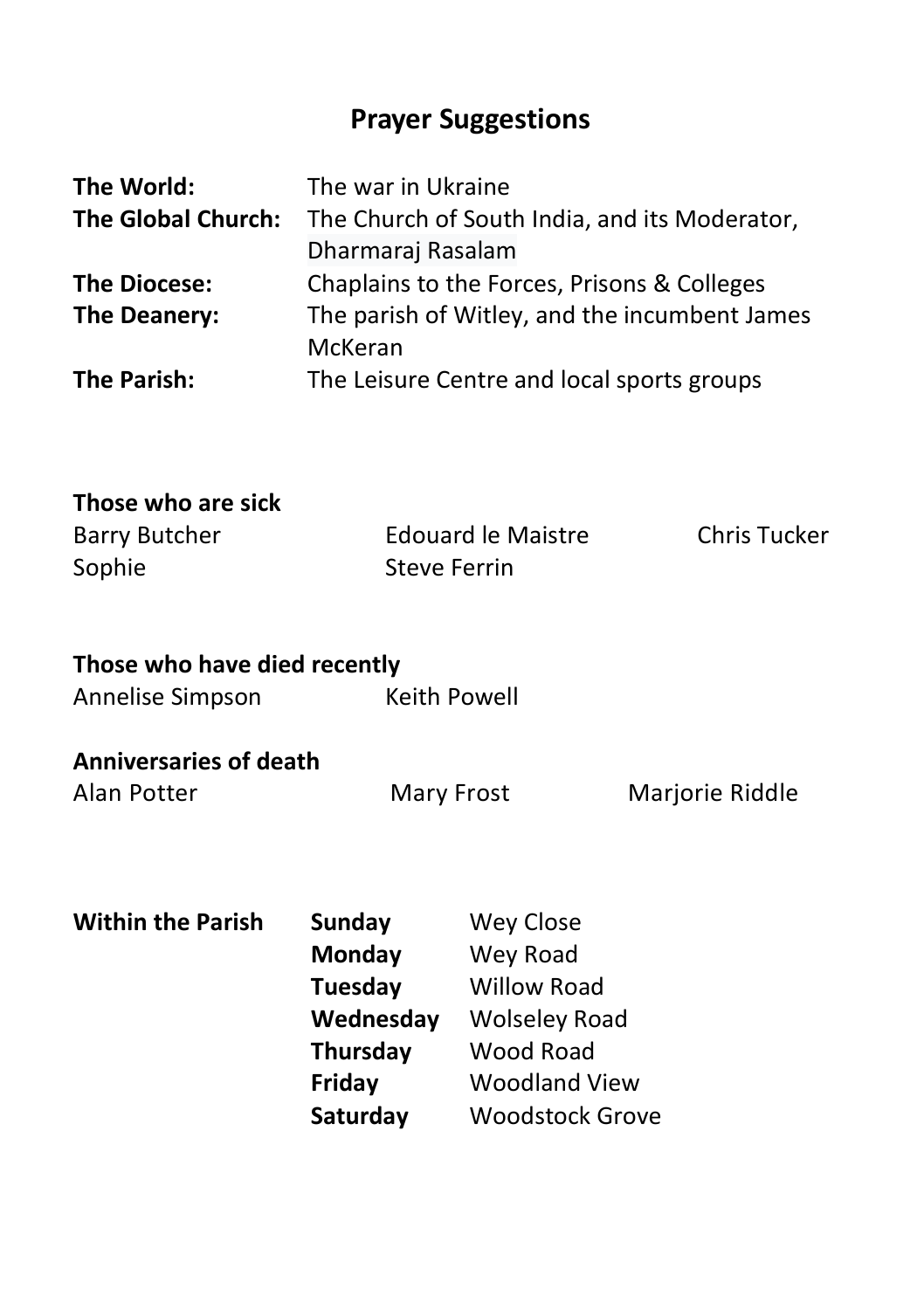## Prayer Suggestions

| | |
|---|---|
| **The World:** | The war in Ukraine |
| **The Global Church:** | The Church of South India, and its Moderator, Dharmaraj Rasalam |
| **The Diocese:** | Chaplains to the Forces, Prisons & Colleges |
| **The Deanery:** | The parish of Witley, and the incumbent James McKeran |
| **The Parish:** | The Leisure Centre and local sports groups |

**Those who are sick**

Barry Butcher
Edouard le Maistre
Chris Tucker
Sophie
Steve Ferrin

**Those who have died recently**

Annelise Simpson
Keith Powell

**Anniversaries of death**

Alan Potter
Mary Frost
Marjorie Riddle

**Within the Parish**

| | |
|---|---|
| **Sunday** | Wey Close |
| **Monday** | Wey Road |
| **Tuesday** | Willow Road |
| **Wednesday** | Wolseley Road |
| **Thursday** | Wood Road |
| **Friday** | Woodland View |
| **Saturday** | Woodstock Grove |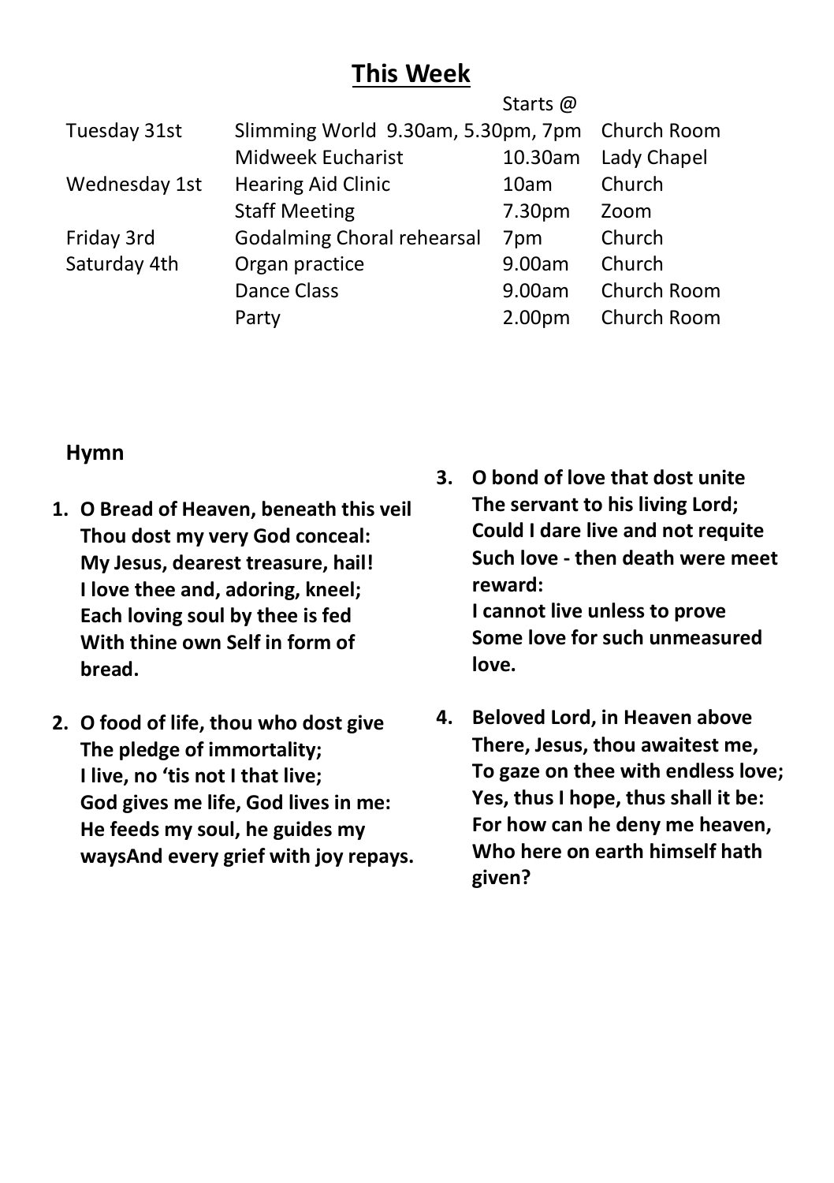## This Week

| | | Starts @ | |
|---|---|---|---|
| Tuesday 31st | Slimming World 9.30am, 5.30pm, 7pm | | Church Room |
| | Midweek Eucharist | 10.30am | Lady Chapel |
| Wednesday 1st | Hearing Aid Clinic | 10am | Church |
| | Staff Meeting | 7.30pm | Zoom |
| Friday 3rd | Godalming Choral rehearsal | 7pm | Church |
| Saturday 4th | Organ practice | 9.00am | Church |
| | Dance Class | 9.00am | Church Room |
| | Party | 2.00pm | Church Room |

### Hymn

1. **O Bread of Heaven, beneath this veil**
   **Thou dost my very God conceal:**
   **My Jesus, dearest treasure, hail!**
   **I love thee and, adoring, kneel;**
   **Each loving soul by thee is fed**
   **With thine own Self in form of bread.**

2. **O food of life, thou who dost give**
   **The pledge of immortality;**
   **I live, no 'tis not I that live;**
   **God gives me life, God lives in me:**
   **He feeds my soul, he guides my waysAnd every grief with joy repays.**

3. **O bond of love that dost unite**
   **The servant to his living Lord;**
   **Could I dare live and not requite**
   **Such love - then death were meet reward:**
   **I cannot live unless to prove**
   **Some love for such unmeasured love.**

4. **Beloved Lord, in Heaven above**
   **There, Jesus, thou awaitest me,**
   **To gaze on thee with endless love;**
   **Yes, thus I hope, thus shall it be:**
   **For how can he deny me heaven,**
   **Who here on earth himself hath given?**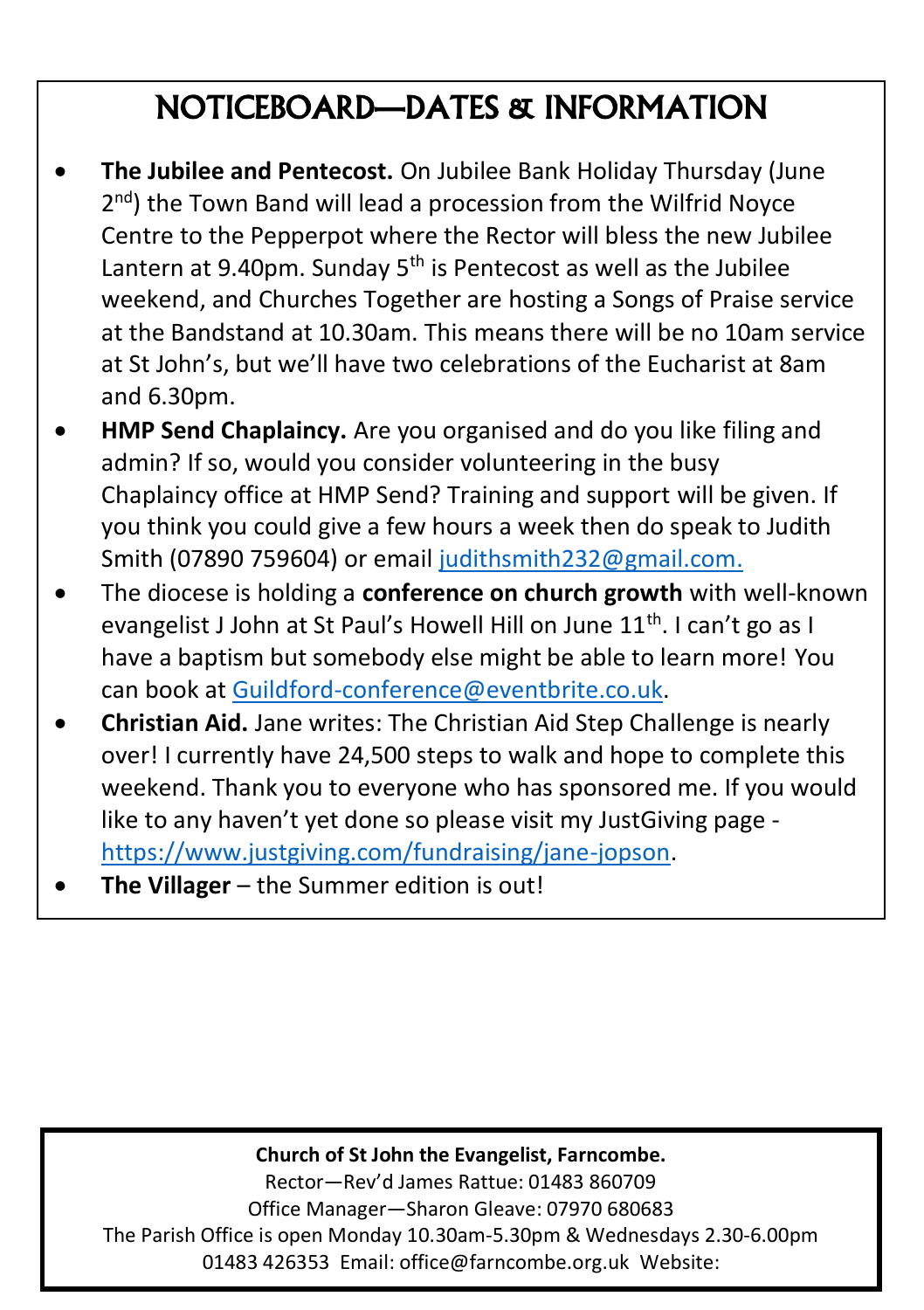# NOTICEBOARD—DATES & INFORMATION

- **The Jubilee and Pentecost.** On Jubilee Bank Holiday Thursday (June 2nd) the Town Band will lead a procession from the Wilfrid Noyce Centre to the Pepperpot where the Rector will bless the new Jubilee Lantern at 9.40pm. Sunday 5th is Pentecost as well as the Jubilee weekend, and Churches Together are hosting a Songs of Praise service at the Bandstand at 10.30am. This means there will be no 10am service at St John's, but we'll have two celebrations of the Eucharist at 8am and 6.30pm.
- **HMP Send Chaplaincy.** Are you organised and do you like filing and admin? If so, would you consider volunteering in the busy Chaplaincy office at HMP Send? Training and support will be given. If you think you could give a few hours a week then do speak to Judith Smith (07890 759604) or email judithsmith232@gmail.com.
- The diocese is holding a **conference on church growth** with well-known evangelist J John at St Paul's Howell Hill on June 11th. I can't go as I have a baptism but somebody else might be able to learn more! You can book at Guildford-conference@eventbrite.co.uk.
- **Christian Aid.** Jane writes: The Christian Aid Step Challenge is nearly over! I currently have 24,500 steps to walk and hope to complete this weekend. Thank you to everyone who has sponsored me. If you would like to any haven't yet done so please visit my JustGiving page - https://www.justgiving.com/fundraising/jane-jopson.
- **The Villager** – the Summer edition is out!

**Church of St John the Evangelist, Farncombe.**

Rector—Rev'd James Rattue: 01483 860709

Office Manager—Sharon Gleave: 07970 680683

The Parish Office is open Monday 10.30am-5.30pm & Wednesdays 2.30-6.00pm

01483 426353 Email: office@farncombe.org.uk Website: